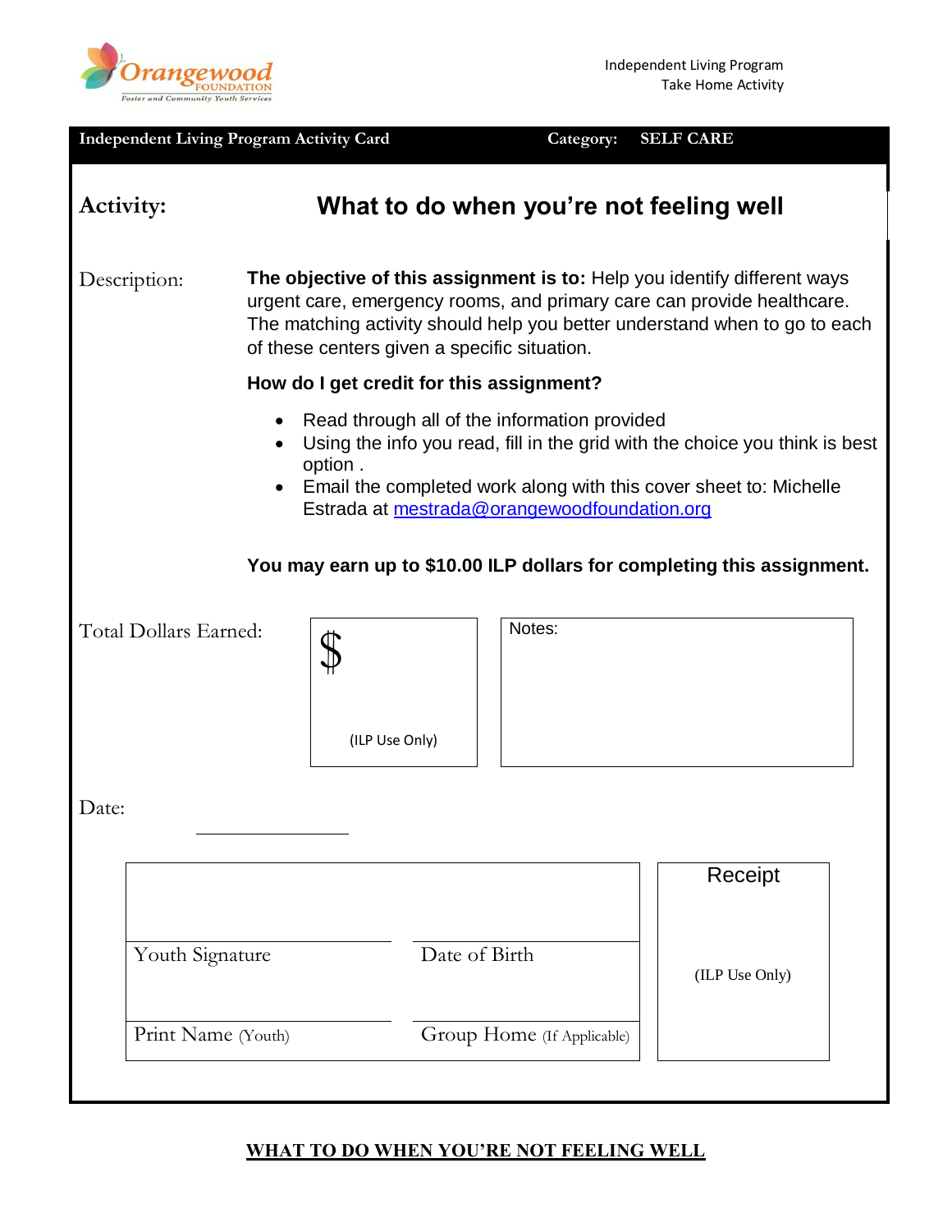Orangewood FOUNDATION
Foster and Community Youth Services

Independent Living Program
Take Home Activity

**Independent Living Program Activity Card** — **Category: SELF CARE**

**Activity:** **What to do when you're not feeling well**

Description: **The objective of this assignment is to:** Help you identify different ways urgent care, emergency rooms, and primary care can provide healthcare. The matching activity should help you better understand when to go to each of these centers given a specific situation.

**How do I get credit for this assignment?**

- Read through all of the information provided
- Using the info you read, fill in the grid with the choice you think is best option .
- Email the completed work along with this cover sheet to: Michelle Estrada at mestrada@orangewoodfoundation.org

**You may earn up to $10.00 ILP dollars for completing this assignment.**

Total Dollars Earned: $ ______ (ILP Use Only)

Notes:

Date: ______________

| | |
|---|---|
| Youth Signature | Date of Birth |
| Print Name (Youth) | Group Home (If Applicable) |

Receipt (ILP Use Only)

**WHAT TO DO WHEN YOU'RE NOT FEELING WELL**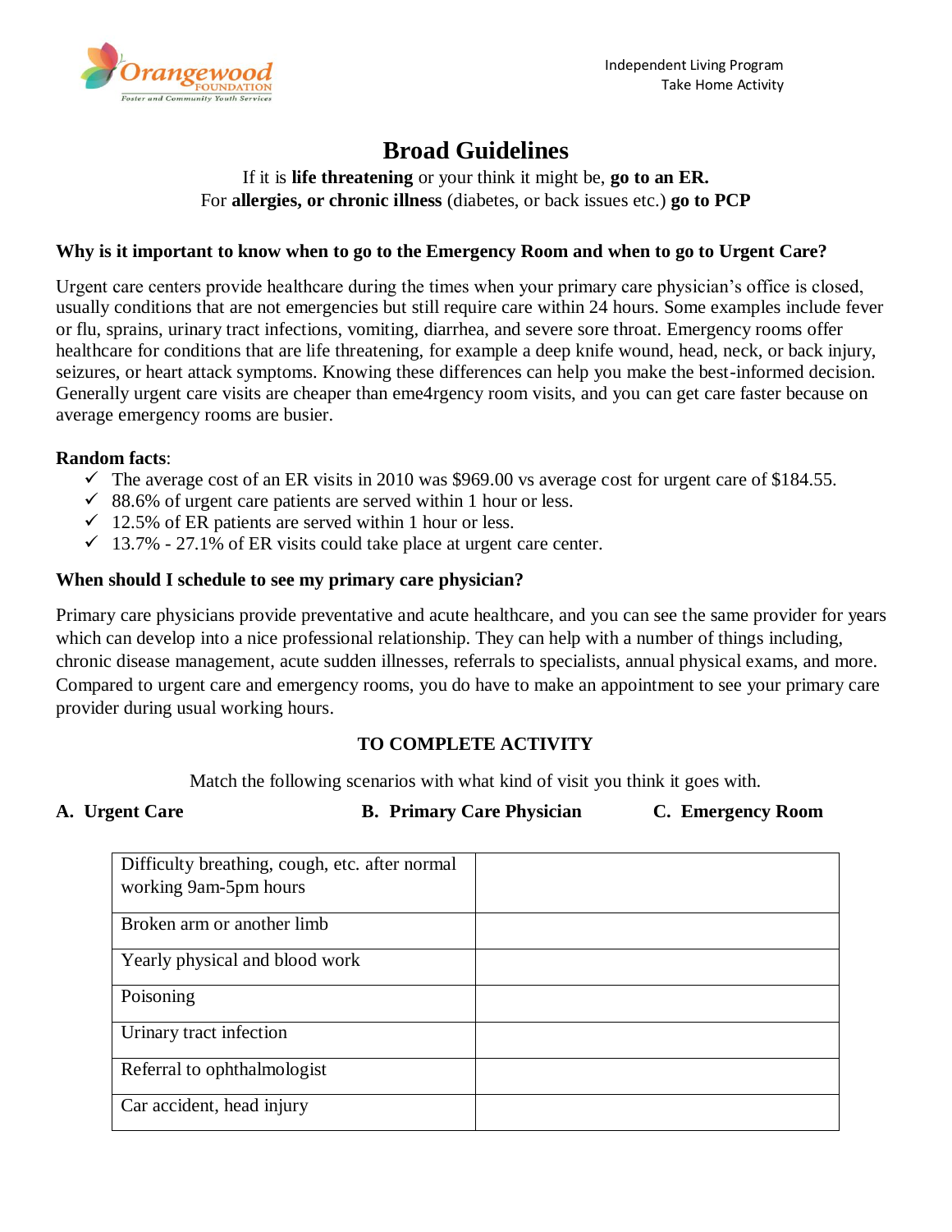# Broad Guidelines

If it is **life threatening** or your think it might be, **go to an ER.**
For **allergies, or chronic illness** (diabetes, or back issues etc.) **go to PCP**

**Why is it important to know when to go to the Emergency Room and when to go to Urgent Care?**

Urgent care centers provide healthcare during the times when your primary care physician's office is closed, usually conditions that are not emergencies but still require care within 24 hours. Some examples include fever or flu, sprains, urinary tract infections, vomiting, diarrhea, and severe sore throat. Emergency rooms offer healthcare for conditions that are life threatening, for example a deep knife wound, head, neck, or back injury, seizures, or heart attack symptoms. Knowing these differences can help you make the best-informed decision. Generally urgent care visits are cheaper than eme4rgency room visits, and you can get care faster because on average emergency rooms are busier.

**Random facts**:

- ✓ The average cost of an ER visits in 2010 was $969.00 vs average cost for urgent care of $184.55.
- ✓ 88.6% of urgent care patients are served within 1 hour or less.
- ✓ 12.5% of ER patients are served within 1 hour or less.
- ✓ 13.7% - 27.1% of ER visits could take place at urgent care center.

**When should I schedule to see my primary care physician?**

Primary care physicians provide preventative and acute healthcare, and you can see the same provider for years which can develop into a nice professional relationship. They can help with a number of things including, chronic disease management, acute sudden illnesses, referrals to specialists, annual physical exams, and more. Compared to urgent care and emergency rooms, you do have to make an appointment to see your primary care provider during usual working hours.

**TO COMPLETE ACTIVITY**

Match the following scenarios with what kind of visit you think it goes with.

**A. Urgent Care** **B. Primary Care Physician** **C. Emergency Room**

| | |
|---|---|
| Difficulty breathing, cough, etc. after normal working 9am-5pm hours | |
| Broken arm or another limb | |
| Yearly physical and blood work | |
| Poisoning | |
| Urinary tract infection | |
| Referral to ophthalmologist | |
| Car accident, head injury | |